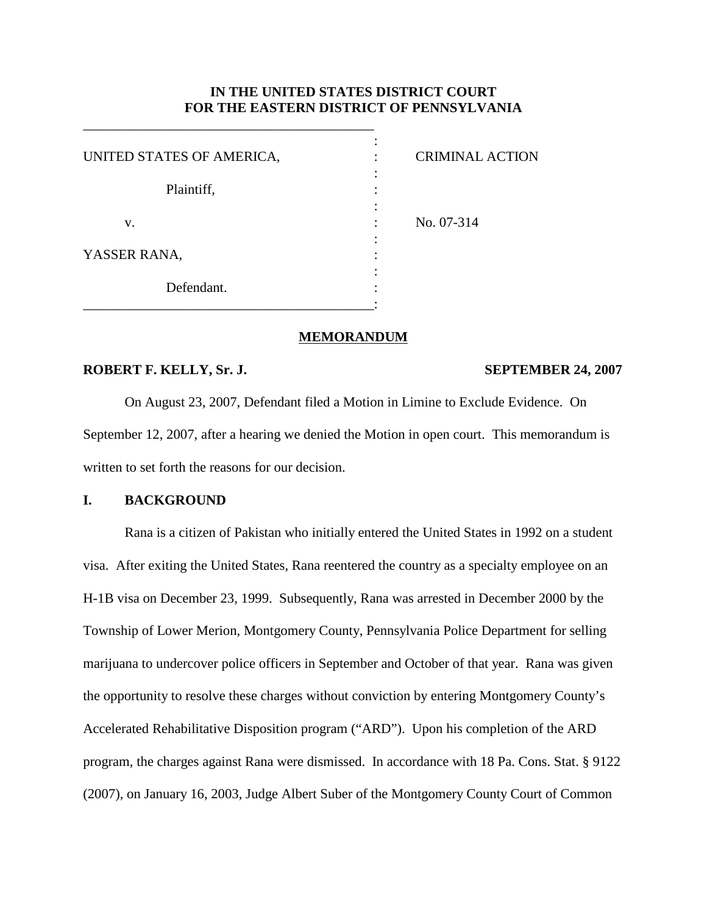**IN THE UNITED STATES DISTRICT COURT**
**FOR THE EASTERN DISTRICT OF PENNSYLVANIA**

| | | |
|---|---|---|
| UNITED STATES OF AMERICA, | : | CRIMINAL ACTION |
| Plaintiff, | : | |
| v. | : | No. 07-314 |
| YASSER RANA, | : | |
| Defendant. | : | |

## MEMORANDUM

**ROBERT F. KELLY, Sr. J.** **SEPTEMBER 24, 2007**

On August 23, 2007, Defendant filed a Motion in Limine to Exclude Evidence. On September 12, 2007, after a hearing we denied the Motion in open court. This memorandum is written to set forth the reasons for our decision.

## I. BACKGROUND

Rana is a citizen of Pakistan who initially entered the United States in 1992 on a student visa. After exiting the United States, Rana reentered the country as a specialty employee on an H-1B visa on December 23, 1999. Subsequently, Rana was arrested in December 2000 by the Township of Lower Merion, Montgomery County, Pennsylvania Police Department for selling marijuana to undercover police officers in September and October of that year. Rana was given the opportunity to resolve these charges without conviction by entering Montgomery County's Accelerated Rehabilitative Disposition program ("ARD"). Upon his completion of the ARD program, the charges against Rana were dismissed. In accordance with 18 Pa. Cons. Stat. § 9122 (2007), on January 16, 2003, Judge Albert Suber of the Montgomery County Court of Common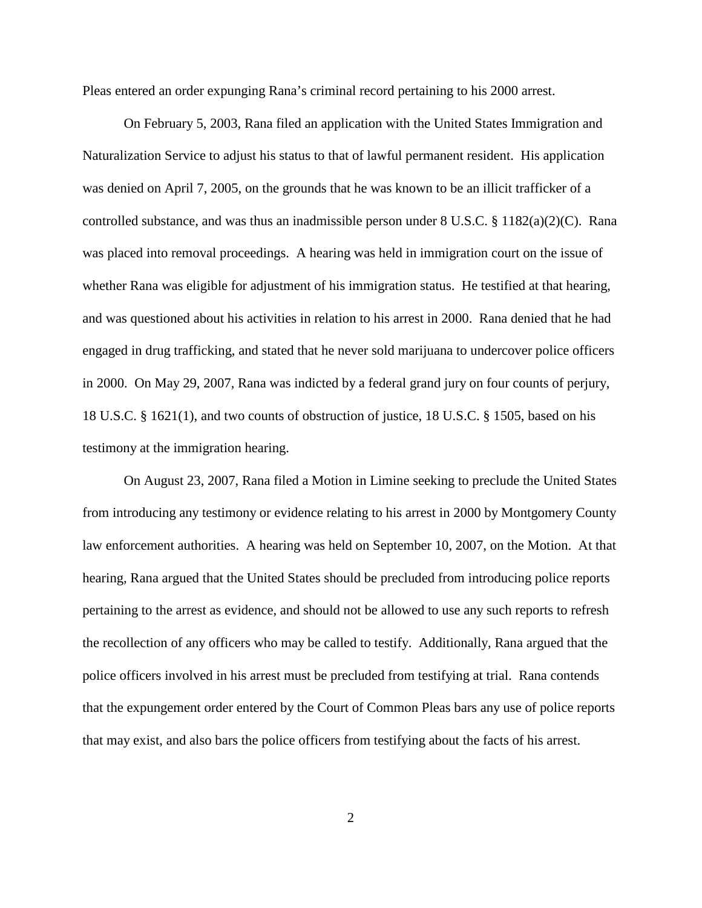Pleas entered an order expunging Rana's criminal record pertaining to his 2000 arrest.

On February 5, 2003, Rana filed an application with the United States Immigration and Naturalization Service to adjust his status to that of lawful permanent resident. His application was denied on April 7, 2005, on the grounds that he was known to be an illicit trafficker of a controlled substance, and was thus an inadmissible person under 8 U.S.C. § 1182(a)(2)(C). Rana was placed into removal proceedings. A hearing was held in immigration court on the issue of whether Rana was eligible for adjustment of his immigration status. He testified at that hearing, and was questioned about his activities in relation to his arrest in 2000. Rana denied that he had engaged in drug trafficking, and stated that he never sold marijuana to undercover police officers in 2000. On May 29, 2007, Rana was indicted by a federal grand jury on four counts of perjury, 18 U.S.C. § 1621(1), and two counts of obstruction of justice, 18 U.S.C. § 1505, based on his testimony at the immigration hearing.

On August 23, 2007, Rana filed a Motion in Limine seeking to preclude the United States from introducing any testimony or evidence relating to his arrest in 2000 by Montgomery County law enforcement authorities. A hearing was held on September 10, 2007, on the Motion. At that hearing, Rana argued that the United States should be precluded from introducing police reports pertaining to the arrest as evidence, and should not be allowed to use any such reports to refresh the recollection of any officers who may be called to testify. Additionally, Rana argued that the police officers involved in his arrest must be precluded from testifying at trial. Rana contends that the expungement order entered by the Court of Common Pleas bars any use of police reports that may exist, and also bars the police officers from testifying about the facts of his arrest.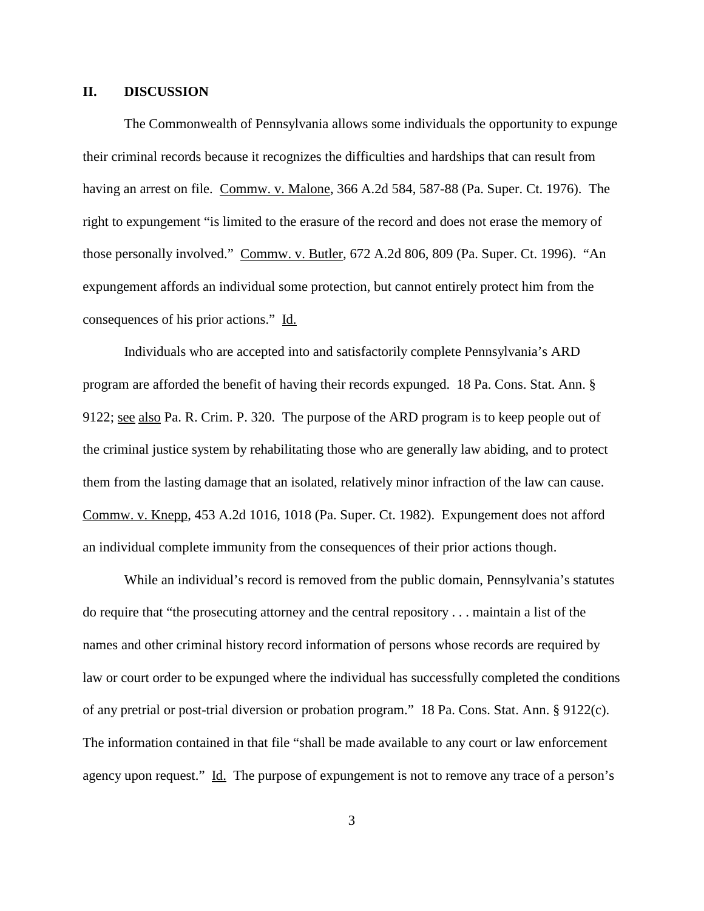## II. DISCUSSION

The Commonwealth of Pennsylvania allows some individuals the opportunity to expunge their criminal records because it recognizes the difficulties and hardships that can result from having an arrest on file. Commw. v. Malone, 366 A.2d 584, 587-88 (Pa. Super. Ct. 1976). The right to expungement "is limited to the erasure of the record and does not erase the memory of those personally involved." Commw. v. Butler, 672 A.2d 806, 809 (Pa. Super. Ct. 1996). "An expungement affords an individual some protection, but cannot entirely protect him from the consequences of his prior actions." Id.

Individuals who are accepted into and satisfactorily complete Pennsylvania's ARD program are afforded the benefit of having their records expunged. 18 Pa. Cons. Stat. Ann. § 9122; see also Pa. R. Crim. P. 320. The purpose of the ARD program is to keep people out of the criminal justice system by rehabilitating those who are generally law abiding, and to protect them from the lasting damage that an isolated, relatively minor infraction of the law can cause. Commw. v. Knepp, 453 A.2d 1016, 1018 (Pa. Super. Ct. 1982). Expungement does not afford an individual complete immunity from the consequences of their prior actions though.

While an individual's record is removed from the public domain, Pennsylvania's statutes do require that "the prosecuting attorney and the central repository . . . maintain a list of the names and other criminal history record information of persons whose records are required by law or court order to be expunged where the individual has successfully completed the conditions of any pretrial or post-trial diversion or probation program." 18 Pa. Cons. Stat. Ann. § 9122(c). The information contained in that file "shall be made available to any court or law enforcement agency upon request." Id. The purpose of expungement is not to remove any trace of a person's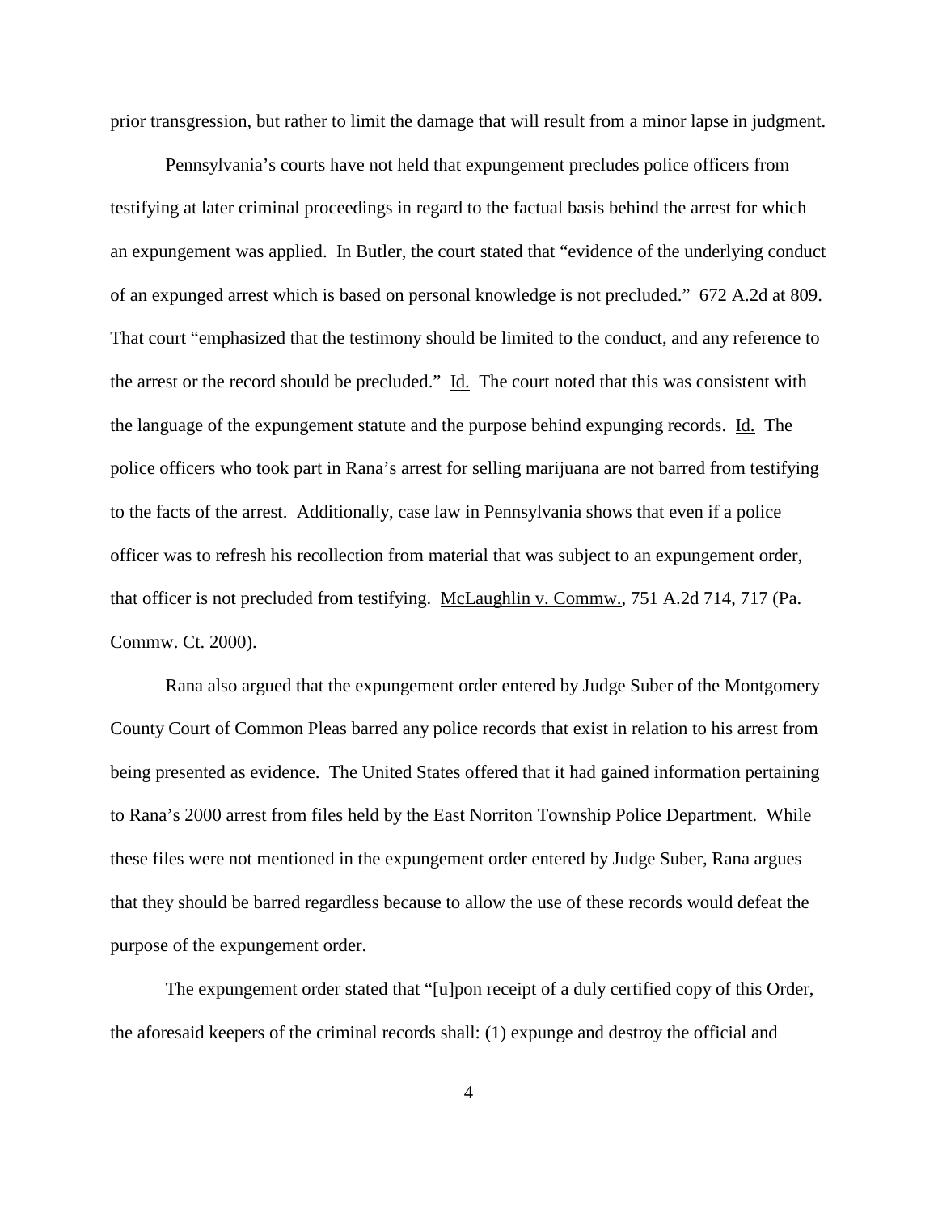prior transgression, but rather to limit the damage that will result from a minor lapse in judgment.

Pennsylvania's courts have not held that expungement precludes police officers from testifying at later criminal proceedings in regard to the factual basis behind the arrest for which an expungement was applied. In Butler, the court stated that "evidence of the underlying conduct of an expunged arrest which is based on personal knowledge is not precluded." 672 A.2d at 809. That court "emphasized that the testimony should be limited to the conduct, and any reference to the arrest or the record should be precluded." Id. The court noted that this was consistent with the language of the expungement statute and the purpose behind expunging records. Id. The police officers who took part in Rana's arrest for selling marijuana are not barred from testifying to the facts of the arrest. Additionally, case law in Pennsylvania shows that even if a police officer was to refresh his recollection from material that was subject to an expungement order, that officer is not precluded from testifying. McLaughlin v. Commw., 751 A.2d 714, 717 (Pa. Commw. Ct. 2000).

Rana also argued that the expungement order entered by Judge Suber of the Montgomery County Court of Common Pleas barred any police records that exist in relation to his arrest from being presented as evidence. The United States offered that it had gained information pertaining to Rana's 2000 arrest from files held by the East Norriton Township Police Department. While these files were not mentioned in the expungement order entered by Judge Suber, Rana argues that they should be barred regardless because to allow the use of these records would defeat the purpose of the expungement order.

The expungement order stated that "[u]pon receipt of a duly certified copy of this Order, the aforesaid keepers of the criminal records shall: (1) expunge and destroy the official and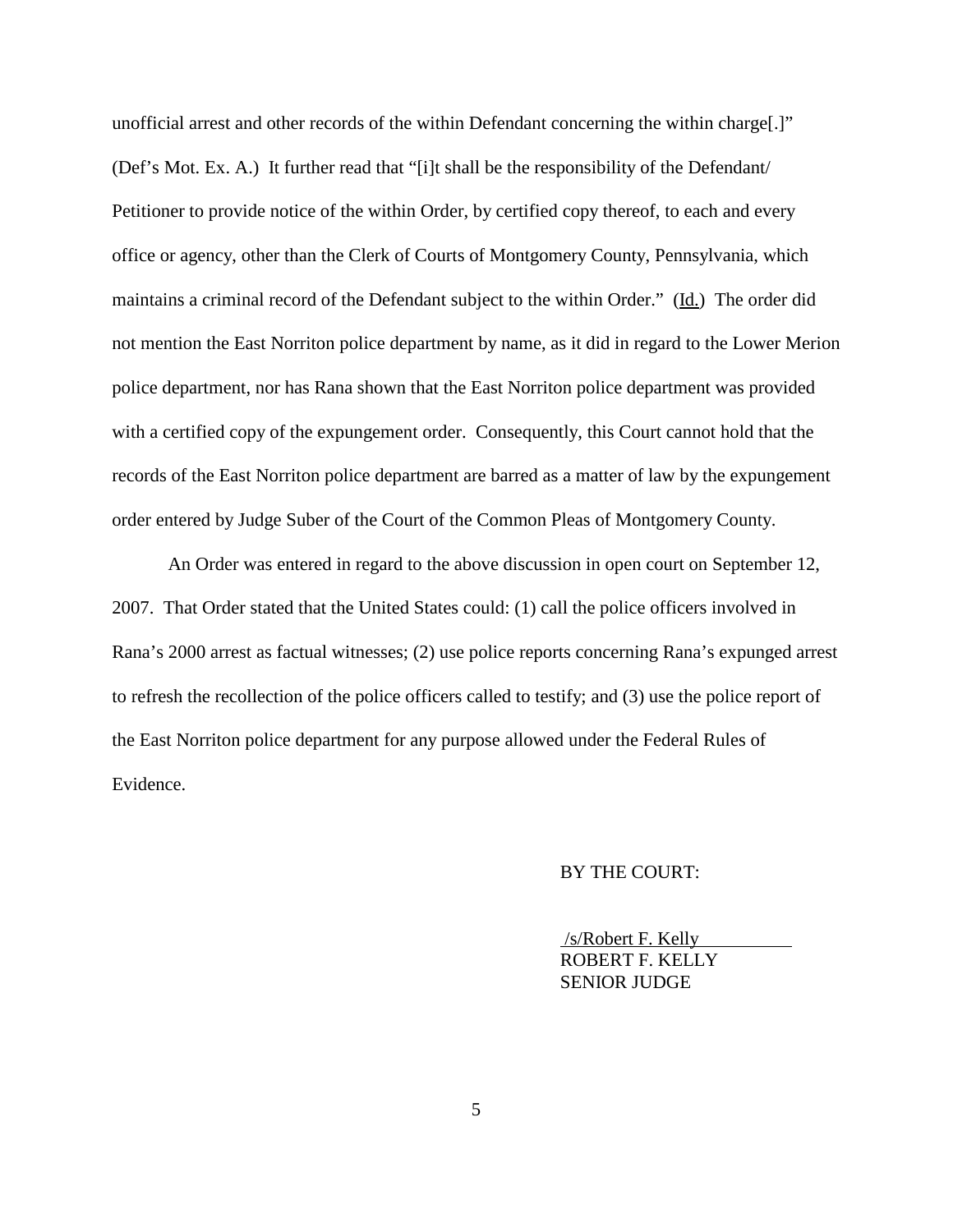unofficial arrest and other records of the within Defendant concerning the within charge[.]" (Def's Mot. Ex. A.) It further read that "[i]t shall be the responsibility of the Defendant/ Petitioner to provide notice of the within Order, by certified copy thereof, to each and every office or agency, other than the Clerk of Courts of Montgomery County, Pennsylvania, which maintains a criminal record of the Defendant subject to the within Order." (Id.) The order did not mention the East Norriton police department by name, as it did in regard to the Lower Merion police department, nor has Rana shown that the East Norriton police department was provided with a certified copy of the expungement order. Consequently, this Court cannot hold that the records of the East Norriton police department are barred as a matter of law by the expungement order entered by Judge Suber of the Court of the Common Pleas of Montgomery County.

An Order was entered in regard to the above discussion in open court on September 12, 2007. That Order stated that the United States could: (1) call the police officers involved in Rana's 2000 arrest as factual witnesses; (2) use police reports concerning Rana's expunged arrest to refresh the recollection of the police officers called to testify; and (3) use the police report of the East Norriton police department for any purpose allowed under the Federal Rules of Evidence.

BY THE COURT:

/s/Robert F. Kelly
ROBERT F. KELLY
SENIOR JUDGE